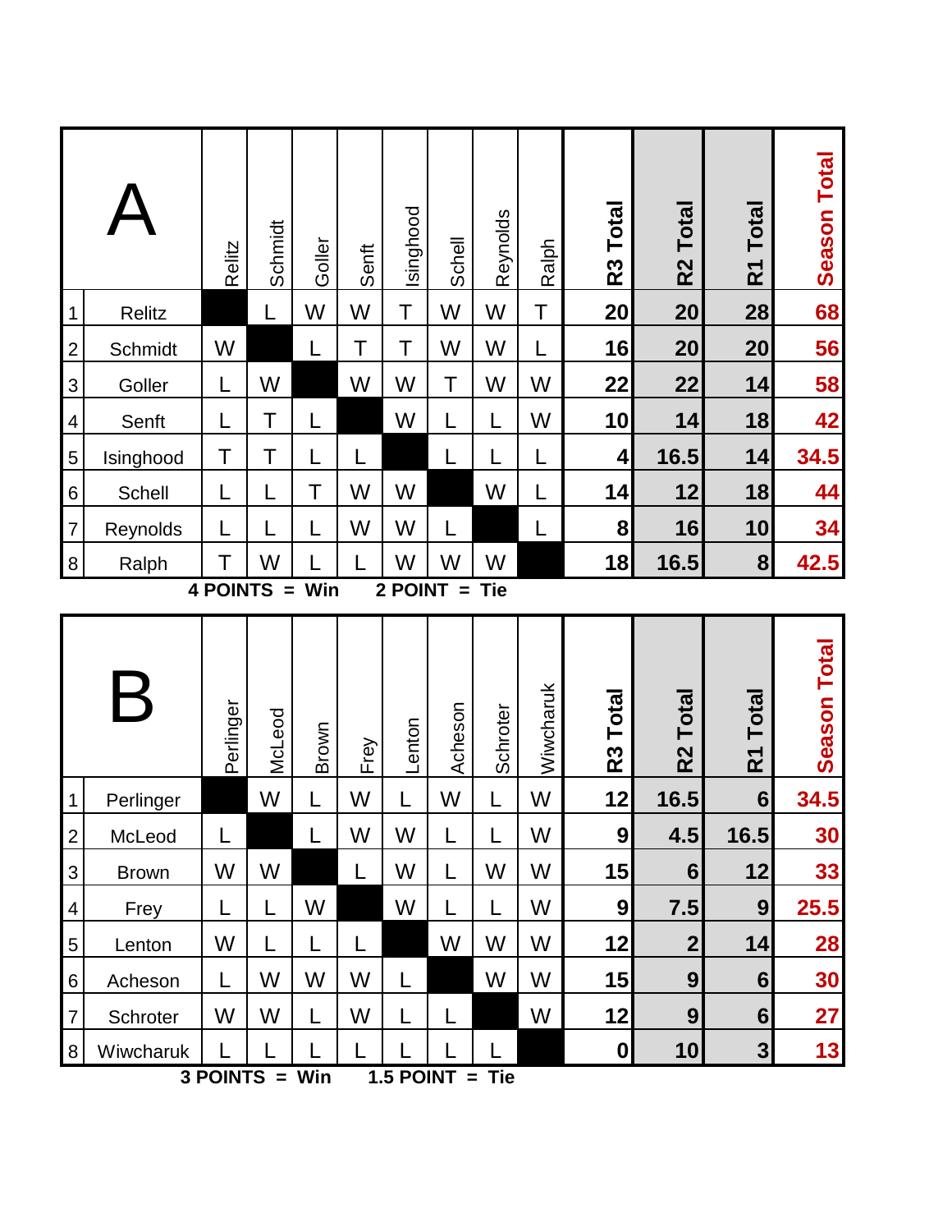| # | A | Relitz | Schmidt | Goller | Senft | Isinghood | Schell | Reynolds | Ralph | R3 Total | R2 Total | R1 Total | Season Total |
|---|---|---|---|---|---|---|---|---|---|---|---|---|---|
| 1 | Relitz | | L | W | W | T | W | W | T | 20 | 20 | 28 | 68 |
| 2 | Schmidt | W | | L | T | T | W | W | L | 16 | 20 | 20 | 56 |
| 3 | Goller | L | W | | W | W | T | W | W | 22 | 22 | 14 | 58 |
| 4 | Senft | L | T | L | | W | L | L | W | 10 | 14 | 18 | 42 |
| 5 | Isinghood | T | T | L | L | | L | L | L | 4 | 16.5 | 14 | 34.5 |
| 6 | Schell | L | L | T | W | W | | W | L | 14 | 12 | 18 | 44 |
| 7 | Reynolds | L | L | L | W | W | L | | L | 8 | 16 | 10 | 34 |
| 8 | Ralph | T | W | L | L | W | W | W | | 18 | 16.5 | 8 | 42.5 |

**4 POINTS = Win 2 POINT = Tie**

| # | B | Perlinger | McLeod | Brown | Frey | Lenton | Acheson | Schroter | Wiwcharuk | R3 Total | R2 Total | R1 Total | Season Total |
|---|---|---|---|---|---|---|---|---|---|---|---|---|---|
| 1 | Perlinger | | W | L | W | L | W | L | W | 12 | 16.5 | 6 | 34.5 |
| 2 | McLeod | L | | L | W | W | L | L | W | 9 | 4.5 | 16.5 | 30 |
| 3 | Brown | W | W | | L | W | L | W | W | 15 | 6 | 12 | 33 |
| 4 | Frey | L | L | W | | W | L | L | W | 9 | 7.5 | 9 | 25.5 |
| 5 | Lenton | W | L | L | L | | W | W | W | 12 | 2 | 14 | 28 |
| 6 | Acheson | L | W | W | W | L | | W | W | 15 | 9 | 6 | 30 |
| 7 | Schroter | W | W | L | W | L | L | | W | 12 | 9 | 6 | 27 |
| 8 | Wiwcharuk | L | L | L | L | L | L | L | | 0 | 10 | 3 | 13 |

**3 POINTS = Win 1.5 POINT = Tie**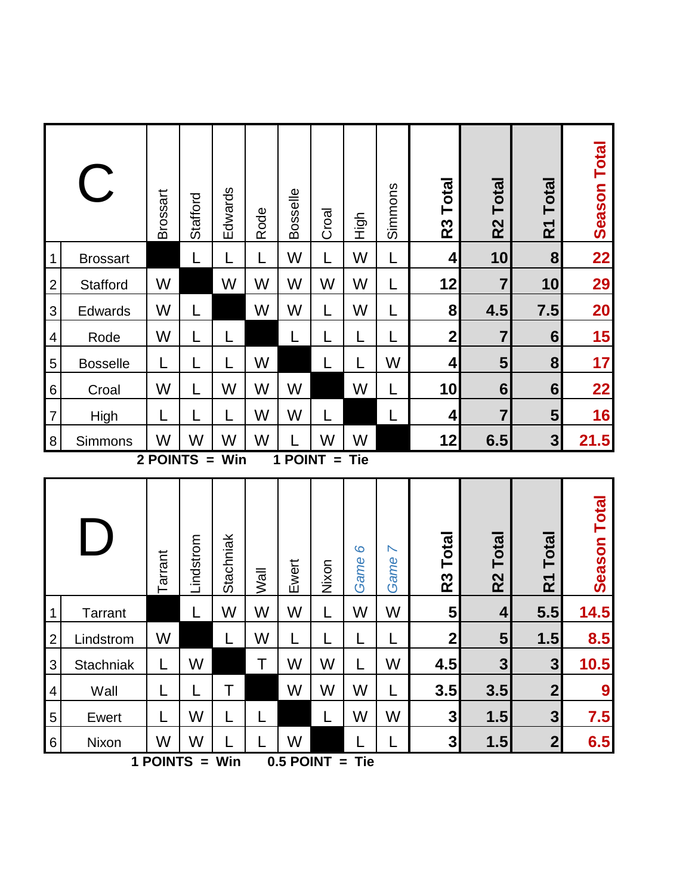| | C | Brossart | Stafford | Edwards | Rode | Bosselle | Croal | High | Simmons | R3 Total | R2 Total | R1 Total | Season Total |
|---|---|---|---|---|---|---|---|---|---|---|---|---|---|
| 1 | Brossart | | L | L | L | W | L | W | L | 4 | 10 | 8 | 22 |
| 2 | Stafford | W | | W | W | W | W | W | L | 12 | 7 | 10 | 29 |
| 3 | Edwards | W | L | | W | W | L | W | L | 8 | 4.5 | 7.5 | 20 |
| 4 | Rode | W | L | L | | L | L | L | L | 2 | 7 | 6 | 15 |
| 5 | Bosselle | L | L | L | W | | L | L | W | 4 | 5 | 8 | 17 |
| 6 | Croal | W | L | W | W | W | | W | L | 10 | 6 | 6 | 22 |
| 7 | High | L | L | L | W | W | L | | L | 4 | 7 | 5 | 16 |
| 8 | Simmons | W | W | W | W | L | W | W | | 12 | 6.5 | 3 | 21.5 |

**2 POINTS = Win 1 POINT = Tie**

| | D | Tarrant | Lindstrom | Stachniak | Wall | Ewert | Nixon | *Game 6* | *Game 7* | R3 Total | R2 Total | R1 Total | Season Total |
|---|---|---|---|---|---|---|---|---|---|---|---|---|---|
| 1 | Tarrant | | L | W | W | W | L | W | W | 5 | 4 | 5.5 | 14.5 |
| 2 | Lindstrom | W | | L | W | L | L | L | L | 2 | 5 | 1.5 | 8.5 |
| 3 | Stachniak | L | W | | T | W | W | L | W | 4.5 | 3 | 3 | 10.5 |
| 4 | Wall | L | L | T | | W | W | W | L | 3.5 | 3.5 | 2 | 9 |
| 5 | Ewert | L | W | L | L | | L | W | W | 3 | 1.5 | 3 | 7.5 |
| 6 | Nixon | W | W | L | L | W | | L | L | 3 | 1.5 | 2 | 6.5 |

**1 POINTS = Win 0.5 POINT = Tie**